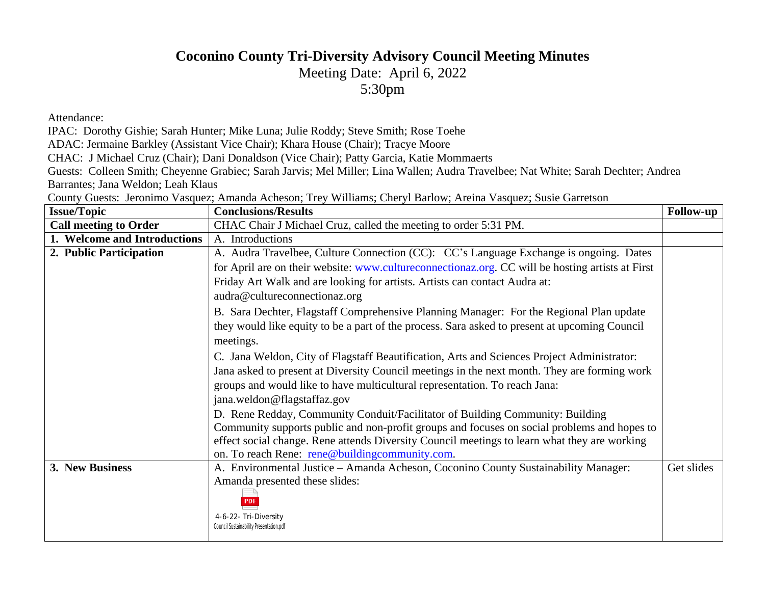# Coconino County Tri-Diversity Advisory Council Meeting Minutes

Meeting Date: April 6, 2022

5:30pm

Attendance:

IPAC: Dorothy Gishie; Sarah Hunter; Mike Luna; Julie Roddy; Steve Smith; Rose Toehe

ADAC: Jermaine Barkley (Assistant Vice Chair); Khara House (Chair); Tracye Moore

CHAC: J Michael Cruz (Chair); Dani Donaldson (Vice Chair); Patty Garcia, Katie Mommaerts

Guests: Colleen Smith; Cheyenne Grabiec; Sarah Jarvis; Mel Miller; Lina Wallen; Audra Travelbee; Nat White; Sarah Dechter; Andrea Barrantes; Jana Weldon; Leah Klaus

County Guests: Jeronimo Vasquez; Amanda Acheson; Trey Williams; Cheryl Barlow; Areina Vasquez; Susie Garretson

| Issue/Topic | Conclusions/Results | Follow-up |
|---|---|---|
| **Call meeting to Order** | CHAC Chair J Michael Cruz, called the meeting to order 5:31 PM. | |
| **1. Welcome and Introductions** | A. Introductions | |
| **2. Public Participation** | A. Audra Travelbee, Culture Connection (CC): CC's Language Exchange is ongoing. Dates for April are on their website: www.cultureconnectionaz.org. CC will be hosting artists at First Friday Art Walk and are looking for artists. Artists can contact Audra at: audra@cultureconnectionaz.org<br><br>B. Sara Dechter, Flagstaff Comprehensive Planning Manager: For the Regional Plan update they would like equity to be a part of the process. Sara asked to present at upcoming Council meetings.<br><br>C. Jana Weldon, City of Flagstaff Beautification, Arts and Sciences Project Administrator: Jana asked to present at Diversity Council meetings in the next month. They are forming work groups and would like to have multicultural representation. To reach Jana: jana.weldon@flagstaffaz.gov<br><br>D. Rene Redday, Community Conduit/Facilitator of Building Community: Building Community supports public and non-profit groups and focuses on social problems and hopes to effect social change. Rene attends Diversity Council meetings to learn what they are working on. To reach Rene: rene@buildingcommunity.com. | |
| **3. New Business** | A. Environmental Justice – Amanda Acheson, Coconino County Sustainability Manager: Amanda presented these slides:<br><br>PDF<br>4-6-22- Tri-Diversity Council Sustainability Presentation.pdf | Get slides |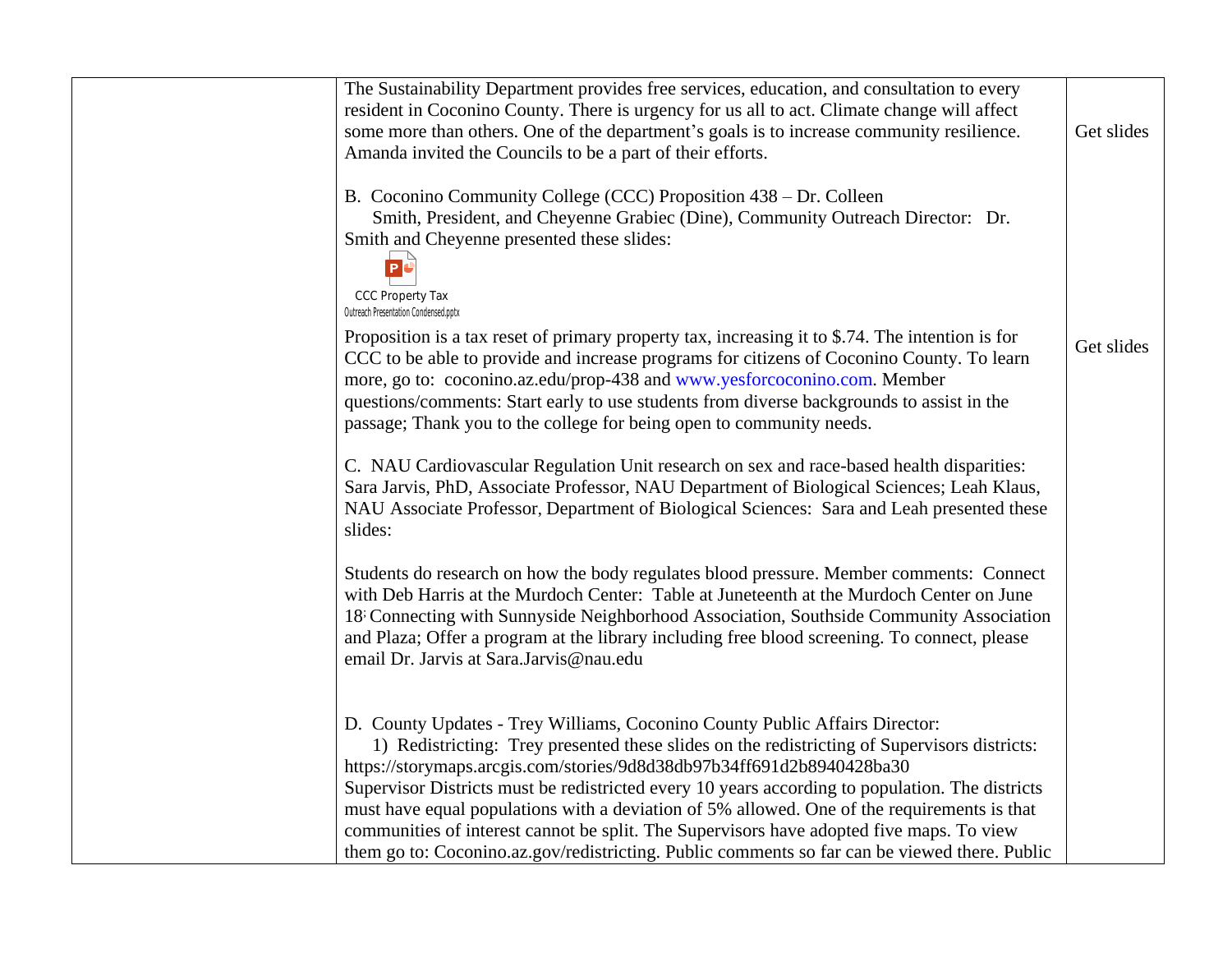| | | |
|---|---|---|
| | The Sustainability Department provides free services, education, and consultation to every resident in Coconino County. There is urgency for us all to act. Climate change will affect some more than others. One of the department's goals is to increase community resilience. Amanda invited the Councils to be a part of their efforts.<br><br>B. Coconino Community College (CCC) Proposition 438 – Dr. Colleen Smith, President, and Cheyenne Grabiec (Dine), Community Outreach Director: Dr. Smith and Cheyenne presented these slides:<br><br>CCC Property Tax Outreach Presentation Condensed.pptx<br><br>Proposition is a tax reset of primary property tax, increasing it to $.74. The intention is for CCC to be able to provide and increase programs for citizens of Coconino County. To learn more, go to: coconino.az.edu/prop-438 and www.yesforcoconino.com. Member questions/comments: Start early to use students from diverse backgrounds to assist in the passage; Thank you to the college for being open to community needs.<br><br>C. NAU Cardiovascular Regulation Unit research on sex and race-based health disparities: Sara Jarvis, PhD, Associate Professor, NAU Department of Biological Sciences; Leah Klaus, NAU Associate Professor, Department of Biological Sciences: Sara and Leah presented these slides:<br><br>Students do research on how the body regulates blood pressure. Member comments: Connect with Deb Harris at the Murdoch Center: Table at Juneteenth at the Murdoch Center on June 18; Connecting with Sunnyside Neighborhood Association, Southside Community Association and Plaza; Offer a program at the library including free blood screening. To connect, please email Dr. Jarvis at Sara.Jarvis@nau.edu<br><br>D. County Updates - Trey Williams, Coconino County Public Affairs Director:<br>1) Redistricting: Trey presented these slides on the redistricting of Supervisors districts: https://storymaps.arcgis.com/stories/9d8d38db97b34ff691d2b8940428ba30<br>Supervisor Districts must be redistricted every 10 years according to population. The districts must have equal populations with a deviation of 5% allowed. One of the requirements is that communities of interest cannot be split. The Supervisors have adopted five maps. To view them go to: Coconino.az.gov/redistricting. Public comments so far can be viewed there. Public | Get slides<br><br><br><br><br><br><br><br>Get slides |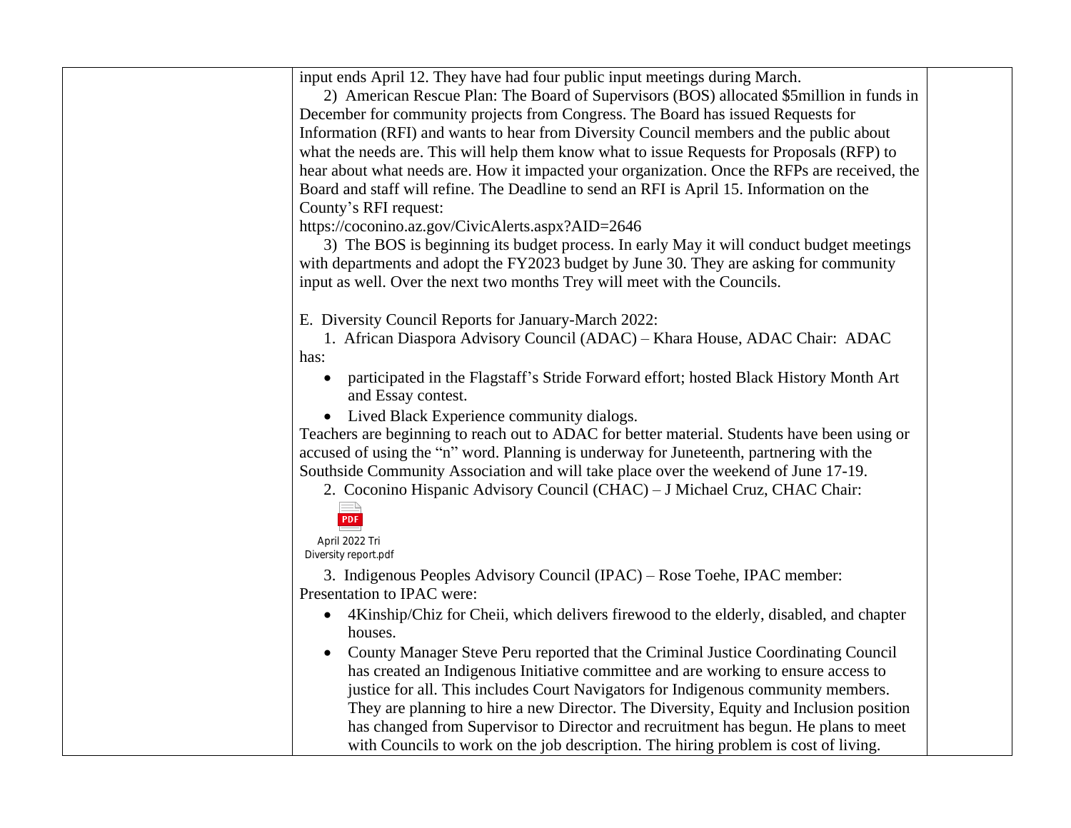input ends April 12. They have had four public input meetings during March.

2) American Rescue Plan: The Board of Supervisors (BOS) allocated $5million in funds in December for community projects from Congress. The Board has issued Requests for Information (RFI) and wants to hear from Diversity Council members and the public about what the needs are. This will help them know what to issue Requests for Proposals (RFP) to hear about what needs are. How it impacted your organization. Once the RFPs are received, the Board and staff will refine. The Deadline to send an RFI is April 15. Information on the County's RFI request:
https://coconino.az.gov/CivicAlerts.aspx?AID=2646

3) The BOS is beginning its budget process. In early May it will conduct budget meetings with departments and adopt the FY2023 budget by June 30. They are asking for community input as well. Over the next two months Trey will meet with the Councils.

E. Diversity Council Reports for January-March 2022:

1. African Diaspora Advisory Council (ADAC) – Khara House, ADAC Chair: ADAC has:

- participated in the Flagstaff's Stride Forward effort; hosted Black History Month Art and Essay contest.
- Lived Black Experience community dialogs.

Teachers are beginning to reach out to ADAC for better material. Students have been using or accused of using the "n" word. Planning is underway for Juneteenth, partnering with the Southside Community Association and will take place over the weekend of June 17-19.

2. Coconino Hispanic Advisory Council (CHAC) – J Michael Cruz, CHAC Chair:

April 2022 Tri Diversity report.pdf

3. Indigenous Peoples Advisory Council (IPAC) – Rose Toehe, IPAC member: Presentation to IPAC were:

- 4Kinship/Chiz for Cheii, which delivers firewood to the elderly, disabled, and chapter houses.
- County Manager Steve Peru reported that the Criminal Justice Coordinating Council has created an Indigenous Initiative committee and are working to ensure access to justice for all. This includes Court Navigators for Indigenous community members. They are planning to hire a new Director. The Diversity, Equity and Inclusion position has changed from Supervisor to Director and recruitment has begun. He plans to meet with Councils to work on the job description. The hiring problem is cost of living.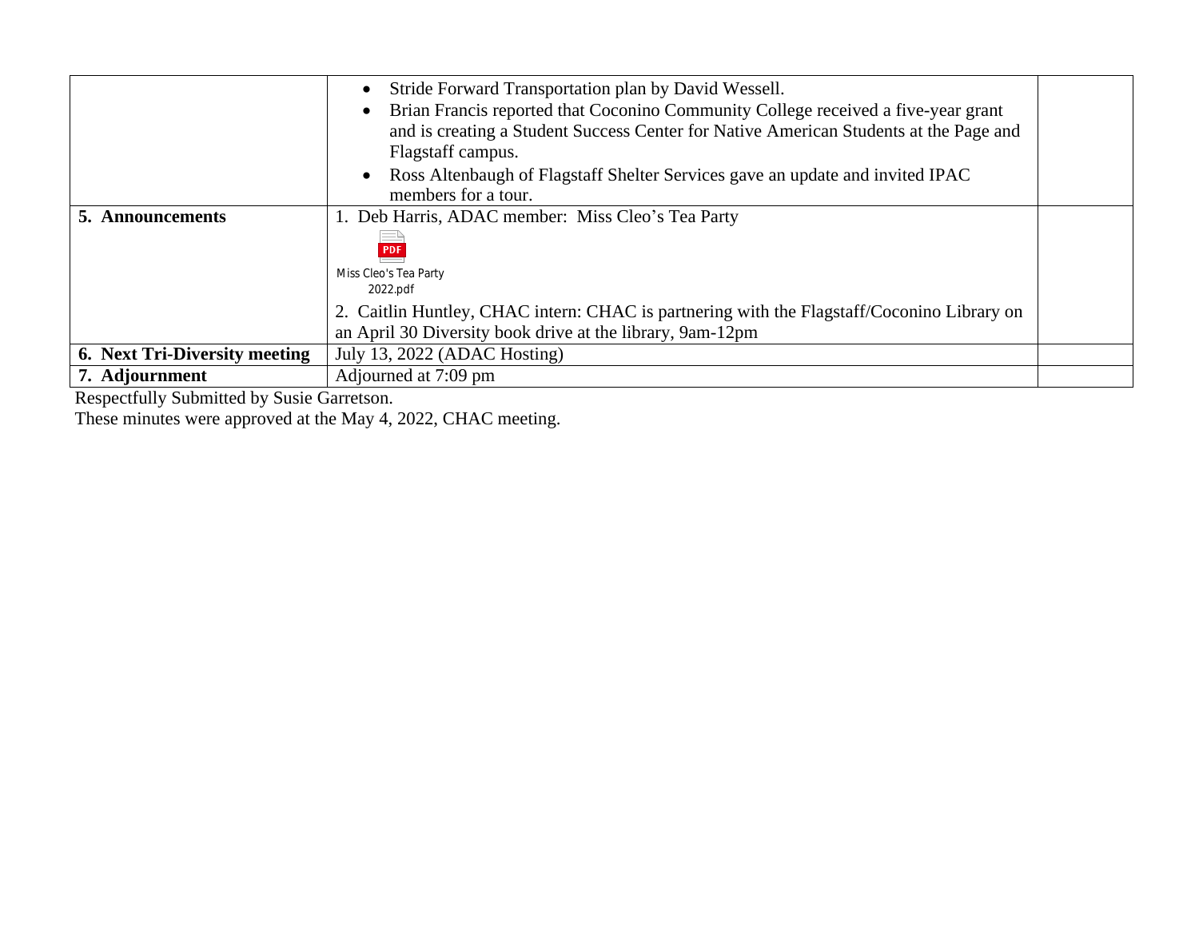| | | |
|---|---|---|
| | • Stride Forward Transportation plan by David Wessell.<br>• Brian Francis reported that Coconino Community College received a five-year grant and is creating a Student Success Center for Native American Students at the Page and Flagstaff campus.<br>• Ross Altenbaugh of Flagstaff Shelter Services gave an update and invited IPAC members for a tour. | |
| **5. Announcements** | 1. Deb Harris, ADAC member: Miss Cleo's Tea Party<br>Miss Cleo's Tea Party 2022.pdf<br>2. Caitlin Huntley, CHAC intern: CHAC is partnering with the Flagstaff/Coconino Library on an April 30 Diversity book drive at the library, 9am-12pm | |
| **6. Next Tri-Diversity meeting** | July 13, 2022 (ADAC Hosting) | |
| **7. Adjournment** | Adjourned at 7:09 pm | |

Respectfully Submitted by Susie Garretson.

These minutes were approved at the May 4, 2022, CHAC meeting.